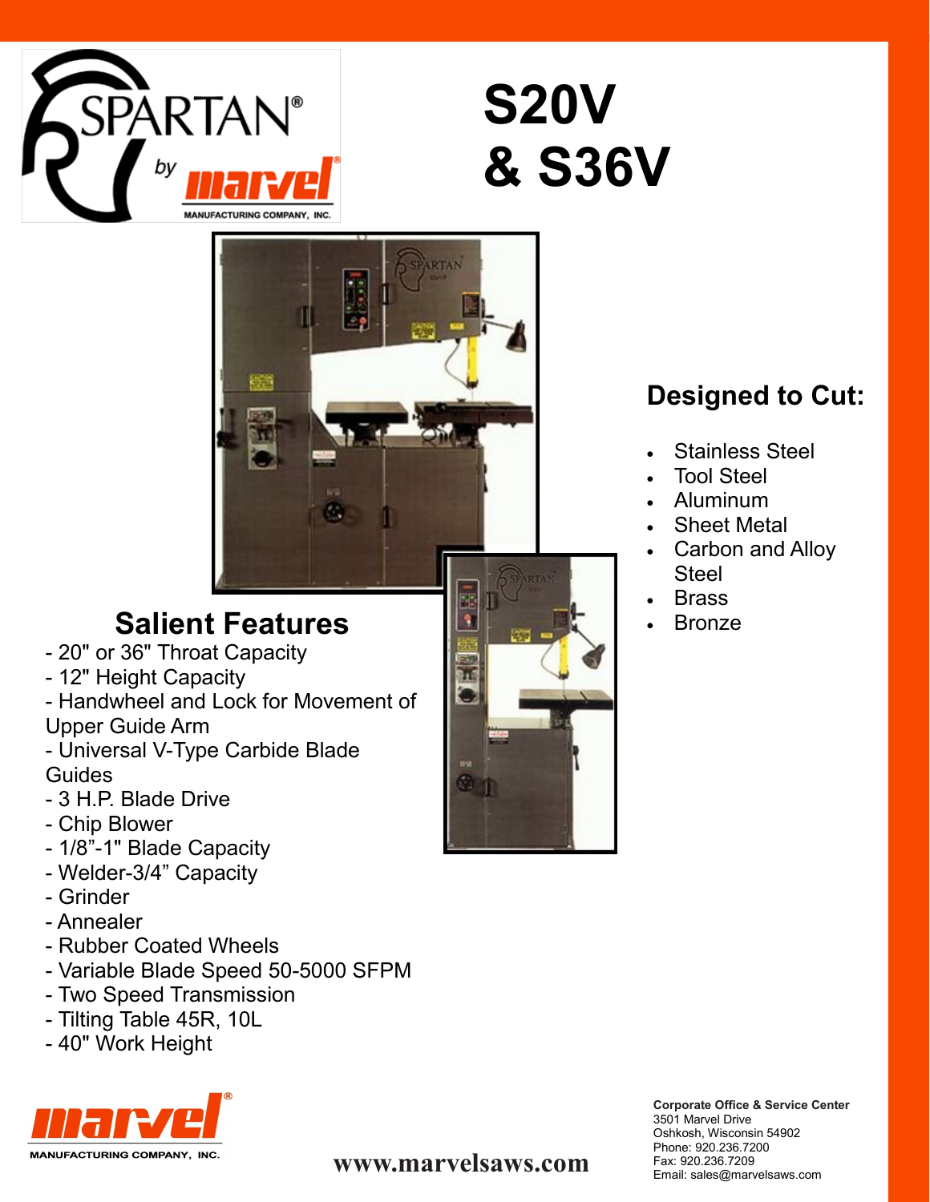SPARTAN® by marvel® MANUFACTURING COMPANY, INC.

# S20V & S36V

## Designed to Cut:

- Stainless Steel
- Tool Steel
- Aluminum
- Sheet Metal
- Carbon and Alloy Steel
- Brass
- Bronze

## Salient Features

- 20" or 36" Throat Capacity
- 12" Height Capacity
- Handwheel and Lock for Movement of Upper Guide Arm
- Universal V-Type Carbide Blade Guides
- 3 H.P. Blade Drive
- Chip Blower
- 1/8"-1" Blade Capacity
- Welder-3/4" Capacity
- Grinder
- Annealer
- Rubber Coated Wheels
- Variable Blade Speed 50-5000 SFPM
- Two Speed Transmission
- Tilting Table 45R, 10L
- 40" Work Height

marvel® MANUFACTURING COMPANY, INC.

www.marvelsaws.com

**Corporate Office & Service Center**
3501 Marvel Drive
Oshkosh, Wisconsin 54902
Phone: 920.236.7200
Fax: 920.236.7209
Email: sales@marvelsaws.com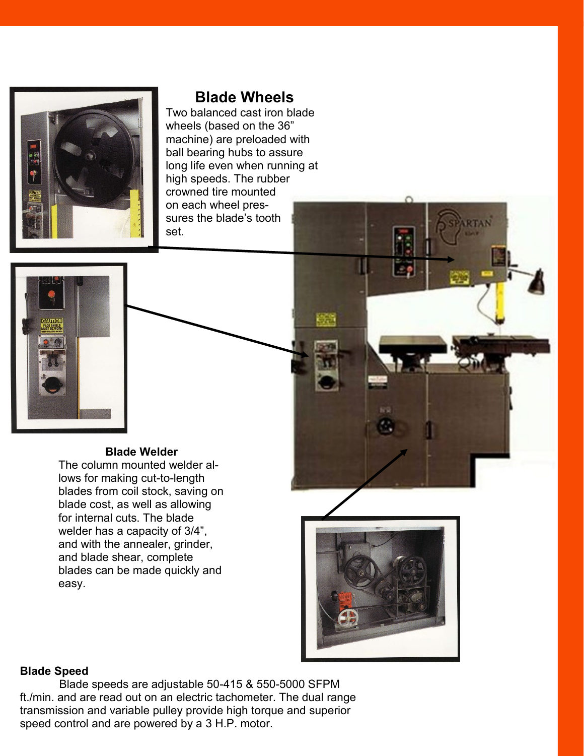## Blade Wheels

Two balanced cast iron blade wheels (based on the 36" machine) are preloaded with ball bearing hubs to assure long life even when running at high speeds. The rubber crowned tire mounted on each wheel pressures the blade's tooth set.

### Blade Welder

The column mounted welder allows for making cut-to-length blades from coil stock, saving on blade cost, as well as allowing for internal cuts. The blade welder has a capacity of 3/4", and with the annealer, grinder, and blade shear, complete blades can be made quickly and easy.

### Blade Speed

Blade speeds are adjustable 50-415 & 550-5000 SFPM ft./min. and are read out on an electric tachometer. The dual range transmission and variable pulley provide high torque and superior speed control and are powered by a 3 H.P. motor.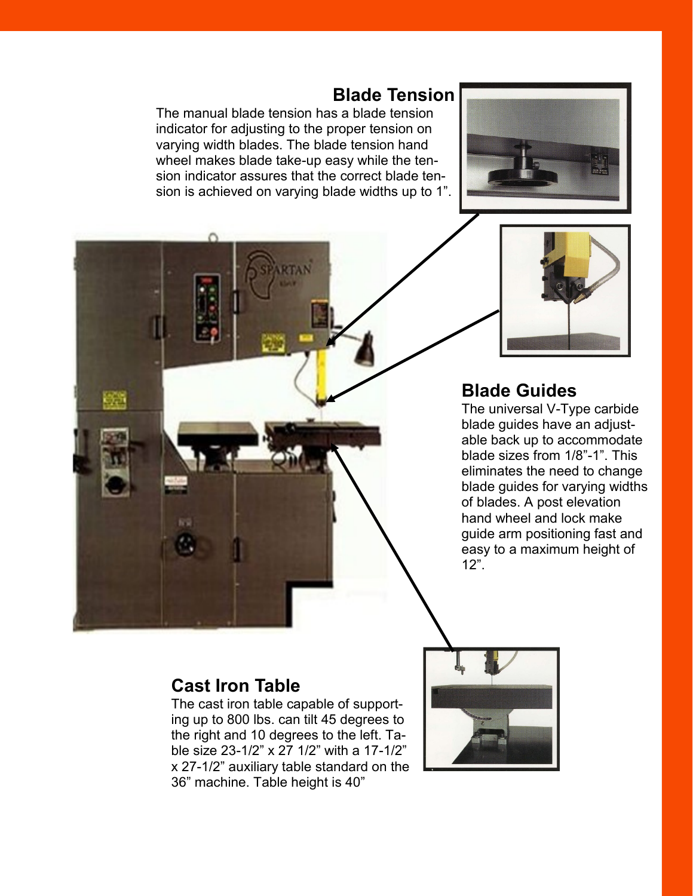## Blade Tension

The manual blade tension has a blade tension indicator for adjusting to the proper tension on varying width blades. The blade tension hand wheel makes blade take-up easy while the tension indicator assures that the correct blade tension is achieved on varying blade widths up to 1".

## Blade Guides

The universal V-Type carbide blade guides have an adjustable back up to accommodate blade sizes from 1/8"-1". This eliminates the need to change blade guides for varying widths of blades. A post elevation hand wheel and lock make guide arm positioning fast and easy to a maximum height of 12".

## Cast Iron Table

The cast iron table capable of supporting up to 800 lbs. can tilt 45 degrees to the right and 10 degrees to the left. Table size 23-1/2" x 27 1/2" with a 17-1/2" x 27-1/2" auxiliary table standard on the 36" machine. Table height is 40"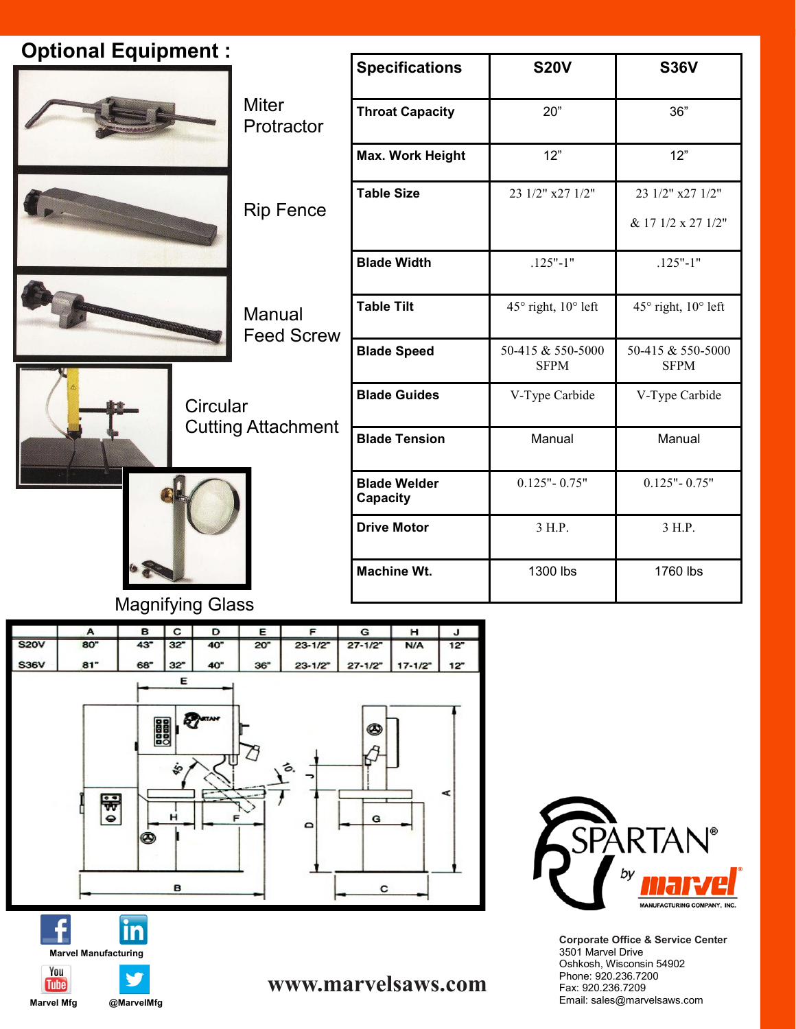## Optional Equipment :

Miter Protractor

Rip Fence

Manual Feed Screw

Circular Cutting Attachment

Magnifying Glass

| Specifications | S20V | S36V |
|---|---|---|
| Throat Capacity | 20" | 36" |
| Max. Work Height | 12" | 12" |
| Table Size | 23 1/2" x27 1/2" | 23 1/2" x27 1/2" & 17 1/2 x 27 1/2" |
| Blade Width | .125"-1" | .125"-1" |
| Table Tilt | 45° right, 10° left | 45° right, 10° left |
| Blade Speed | 50-415 & 550-5000 SFPM | 50-415 & 550-5000 SFPM |
| Blade Guides | V-Type Carbide | V-Type Carbide |
| Blade Tension | Manual | Manual |
| Blade Welder Capacity | 0.125"- 0.75" | 0.125"- 0.75" |
| Drive Motor | 3 H.P. | 3 H.P. |
| Machine Wt. | 1300 lbs | 1760 lbs |

| | A | B | C | D | E | F | G | H | J |
|---|---|---|---|---|---|---|---|---|---|
| S20V | 80" | 43" | 32" | 40" | 20" | 23-1/2" | 27-1/2" | N/A | 12" |
| S36V | 81" | 68" | 32" | 40" | 36" | 23-1/2" | 27-1/2" | 17-1/2" | 12" |

E
45°
10°
J
H
F
D
G
A
B
C

SPARTAN® by marvel® MANUFACTURING COMPANY, INC.

Marvel Manufacturing

Marvel Mfg

@MarvelMfg

www.marvelsaws.com

**Corporate Office & Service Center**
3501 Marvel Drive
Oshkosh, Wisconsin 54902
Phone: 920.236.7200
Fax: 920.236.7209
Email: sales@marvelsaws.com